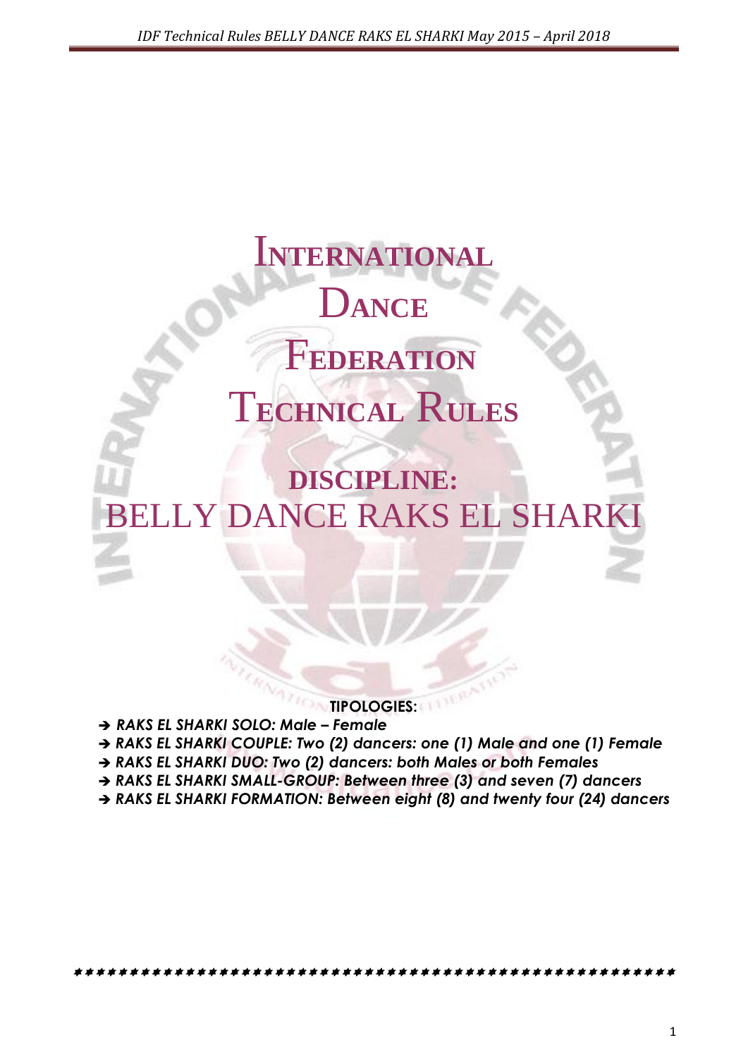# International Dance Federation Technical Rules

## DISCIPLINE:

# BELLY DANCE RAKS EL SHARKI

**TIPOLOGIES:**

- ***RAKS EL SHARKI SOLO: Male – Female***
- ***RAKS EL SHARKI COUPLE: Two (2) dancers: one (1) Male and one (1) Female***
- ***RAKS EL SHARKI DUO: Two (2) dancers: both Males or both Females***
- ***RAKS EL SHARKI SMALL-GROUP: Between three (3) and seven (7) dancers***
- ***RAKS EL SHARKI FORMATION: Between eight (8) and twenty four (24) dancers***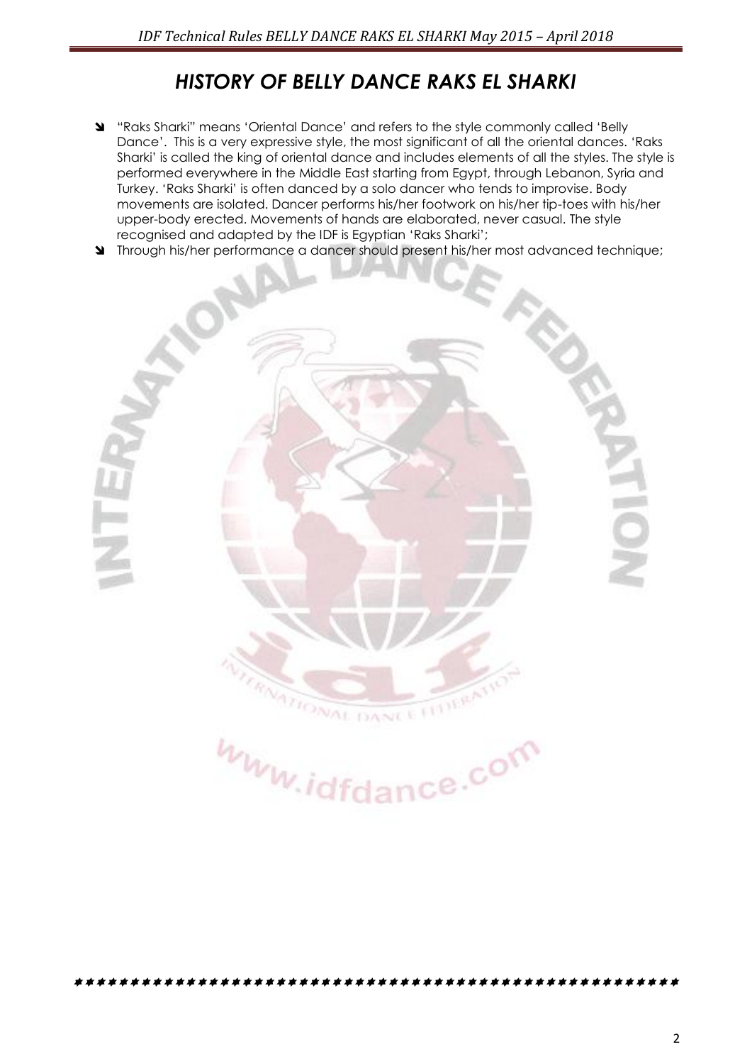# *HISTORY OF BELLY DANCE RAKS EL SHARKI*

- "Raks Sharki" means 'Oriental Dance' and refers to the style commonly called 'Belly Dance'. This is a very expressive style, the most significant of all the oriental dances. 'Raks Sharki' is called the king of oriental dance and includes elements of all the styles. The style is performed everywhere in the Middle East starting from Egypt, through Lebanon, Syria and Turkey. 'Raks Sharki' is often danced by a solo dancer who tends to improvise. Body movements are isolated. Dancer performs his/her footwork on his/her tip-toes with his/her upper-body erected. Movements of hands are elaborated, never casual. The style recognised and adapted by the IDF is Egyptian 'Raks Sharki';
- Through his/her performance a dancer should present his/her most advanced technique;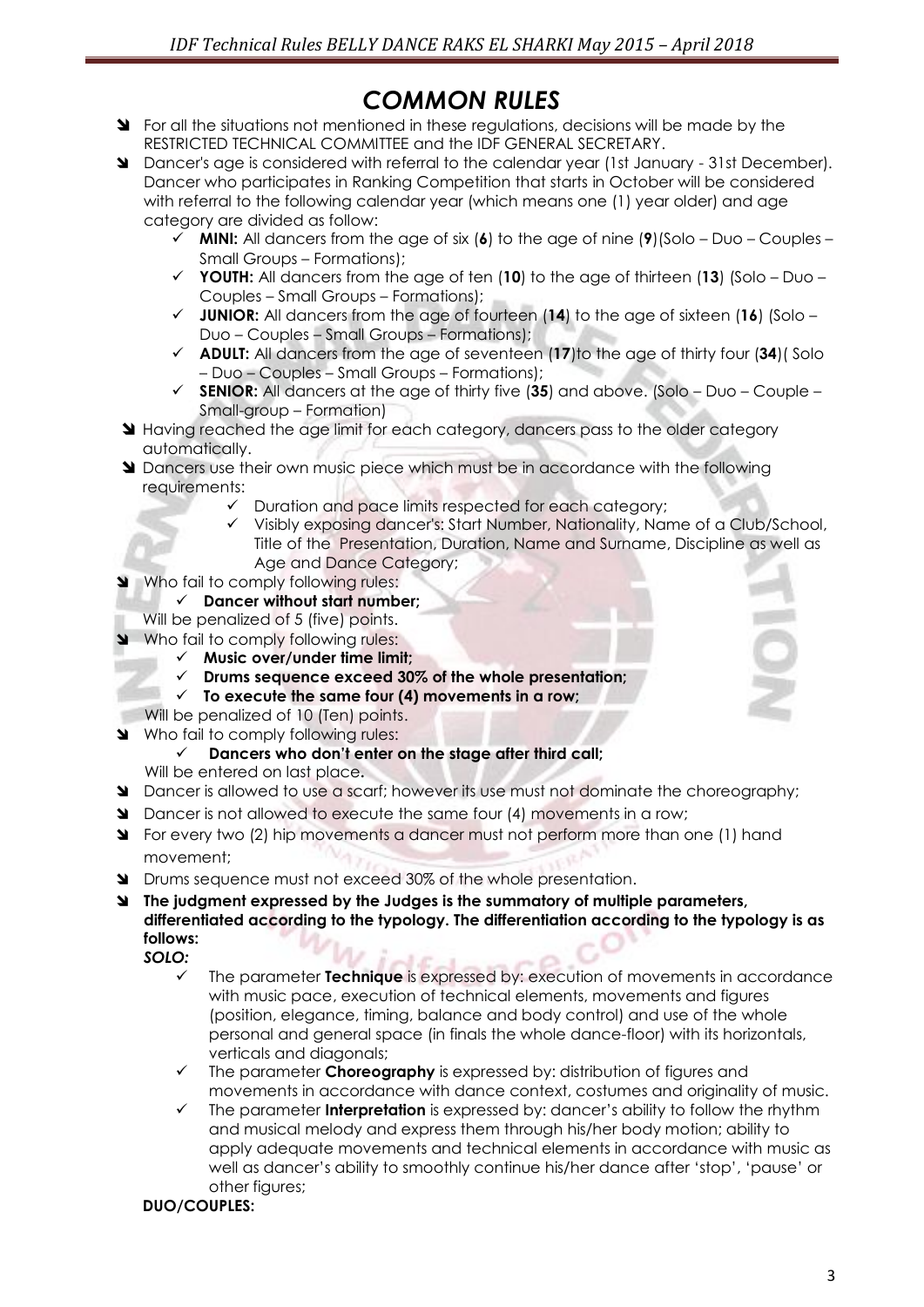# *COMMON RULES*

- For all the situations not mentioned in these regulations, decisions will be made by the RESTRICTED TECHNICAL COMMITTEE and the IDF GENERAL SECRETARY.
- Dancer's age is considered with referral to the calendar year (1st January - 31st December). Dancer who participates in Ranking Competition that starts in October will be considered with referral to the following calendar year (which means one (1) year older) and age category are divided as follow:
  - ✓ **MINI:** All dancers from the age of six (**6**) to the age of nine (**9**)(Solo – Duo – Couples – Small Groups – Formations);
  - ✓ **YOUTH:** All dancers from the age of ten (**10**) to the age of thirteen (**13**) (Solo – Duo – Couples – Small Groups – Formations);
  - ✓ **JUNIOR:** All dancers from the age of fourteen (**14**) to the age of sixteen (**16**) (Solo – Duo – Couples – Small Groups – Formations);
  - ✓ **ADULT:** All dancers from the age of seventeen (**17**)to the age of thirty four (**34**)( Solo – Duo – Couples – Small Groups – Formations);
  - ✓ **SENIOR:** All dancers at the age of thirty five (**35**) and above. (Solo – Duo – Couple – Small-group – Formation)
- Having reached the age limit for each category, dancers pass to the older category automatically.
- Dancers use their own music piece which must be in accordance with the following requirements:
  - ✓ Duration and pace limits respected for each category;
  - ✓ Visibly exposing dancer's: Start Number, Nationality, Name of a Club/School, Title of the Presentation, Duration, Name and Surname, Discipline as well as Age and Dance Category;
- Who fail to comply following rules:
  - ✓ **Dancer without start number;**

  Will be penalized of 5 (five) points.
- Who fail to comply following rules:
  - ✓ **Music over/under time limit;**
  - ✓ **Drums sequence exceed 30% of the whole presentation;**
  - ✓ **To execute the same four (4) movements in a row;**

  Will be penalized of 10 (Ten) points.
- Who fail to comply following rules:
  - ✓ **Dancers who don't enter on the stage after third call;**

  Will be entered on last place**.**
- Dancer is allowed to use a scarf; however its use must not dominate the choreography;
- Dancer is not allowed to execute the same four (4) movements in a row;
- For every two (2) hip movements a dancer must not perform more than one (1) hand movement;
- Drums sequence must not exceed 30% of the whole presentation.
- **The judgment expressed by the Judges is the summatory of multiple parameters, differentiated according to the typology. The differentiation according to the typology is as follows:**

  ***SOLO:***
  - ✓ The parameter **Technique** is expressed by: execution of movements in accordance with music pace, execution of technical elements, movements and figures (position, elegance, timing, balance and body control) and use of the whole personal and general space (in finals the whole dance-floor) with its horizontals, verticals and diagonals;
  - ✓ The parameter **Choreography** is expressed by: distribution of figures and movements in accordance with dance context, costumes and originality of music.
  - ✓ The parameter **Interpretation** is expressed by: dancer's ability to follow the rhythm and musical melody and express them through his/her body motion; ability to apply adequate movements and technical elements in accordance with music as well as dancer's ability to smoothly continue his/her dance after 'stop', 'pause' or other figures;

  **DUO/COUPLES:**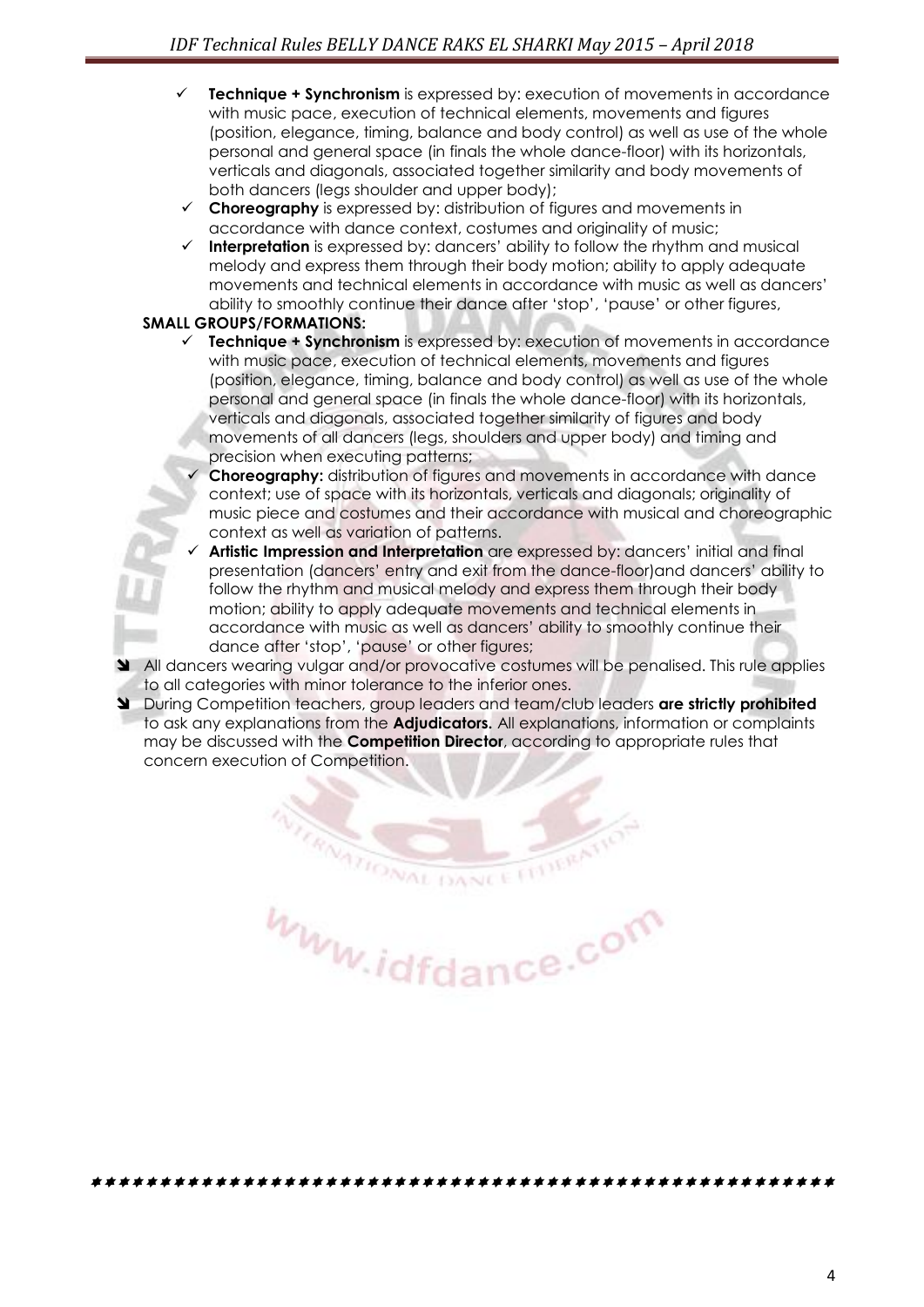- **Technique + Synchronism** is expressed by: execution of movements in accordance with music pace, execution of technical elements, movements and figures (position, elegance, timing, balance and body control) as well as use of the whole personal and general space (in finals the whole dance-floor) with its horizontals, verticals and diagonals, associated together similarity and body movements of both dancers (legs shoulder and upper body);
- **Choreography** is expressed by: distribution of figures and movements in accordance with dance context, costumes and originality of music;
- **Interpretation** is expressed by: dancers' ability to follow the rhythm and musical melody and express them through their body motion; ability to apply adequate movements and technical elements in accordance with music as well as dancers' ability to smoothly continue their dance after 'stop', 'pause' or other figures,

**SMALL GROUPS/FORMATIONS:**

- **Technique + Synchronism** is expressed by: execution of movements in accordance with music pace, execution of technical elements, movements and figures (position, elegance, timing, balance and body control) as well as use of the whole personal and general space (in finals the whole dance-floor) with its horizontals, verticals and diagonals, associated together similarity of figures and body movements of all dancers (legs, shoulders and upper body) and timing and precision when executing patterns;
- **Choreography:** distribution of figures and movements in accordance with dance context; use of space with its horizontals, verticals and diagonals; originality of music piece and costumes and their accordance with musical and choreographic context as well as variation of patterns.
- **Artistic Impression and Interpretation** are expressed by: dancers' initial and final presentation (dancers' entry and exit from the dance-floor)and dancers' ability to follow the rhythm and musical melody and express them through their body motion; ability to apply adequate movements and technical elements in accordance with music as well as dancers' ability to smoothly continue their dance after 'stop', 'pause' or other figures;

- All dancers wearing vulgar and/or provocative costumes will be penalised. This rule applies to all categories with minor tolerance to the inferior ones.
- During Competition teachers, group leaders and team/club leaders **are strictly prohibited** to ask any explanations from the **Adjudicators.** All explanations, information or complaints may be discussed with the **Competition Director**, according to appropriate rules that concern execution of Competition.

\*\*\*\*\*\*\*\*\*\*\*\*\*\*\*\*\*\*\*\*\*\*\*\*\*\*\*\*\*\*\*\*\*\*\*\*\*\*\*\*\*\*\*\*\*\*\*\*\*\*\*\*\*\*\*\*\*\*\*\*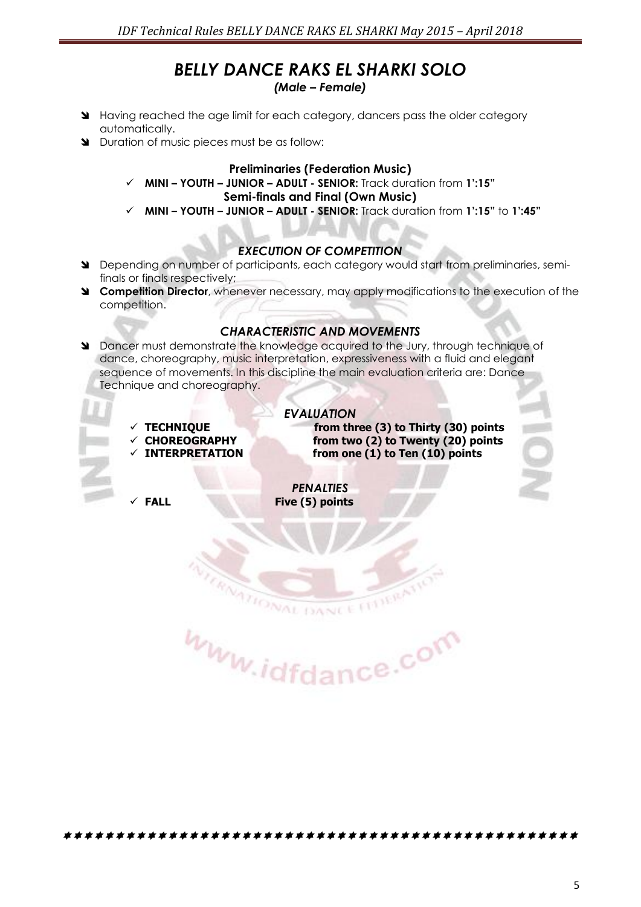# *BELLY DANCE RAKS EL SHARKI SOLO*

***(Male – Female)***

- Having reached the age limit for each category, dancers pass the older category automatically.
- Duration of music pieces must be as follow:

**Preliminaries (Federation Music)**

- ✓ **MINI – YOUTH – JUNIOR – ADULT - SENIOR:** Track duration from **1':15"**

**Semi-finals and Final (Own Music)**

- ✓ **MINI – YOUTH – JUNIOR – ADULT - SENIOR:** Track duration from **1':15"** to **1':45"**

## *EXECUTION OF COMPETITION*

- Depending on number of participants, each category would start from preliminaries, semi-finals or finals respectively;
- **Competition Director**, whenever necessary, may apply modifications to the execution of the competition.

## *CHARACTERISTIC AND MOVEMENTS*

- Dancer must demonstrate the knowledge acquired to the Jury, through technique of dance, choreography, music interpretation, expressiveness with a fluid and elegant sequence of movements. In this discipline the main evaluation criteria are: Dance Technique and choreography.

### *EVALUATION*

- ✓ **TECHNIQUE** — **from three (3) to Thirty (30) points**
- ✓ **CHOREOGRAPHY** — **from two (2) to Twenty (20) points**
- ✓ **INTERPRETATION** — **from one (1) to Ten (10) points**

### *PENALTIES*

- ✓ **FALL** — **Five (5) points**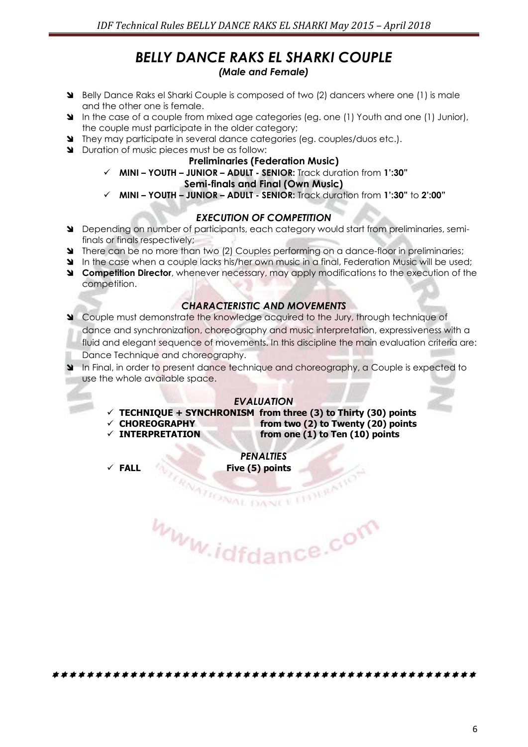# *BELLY DANCE RAKS EL SHARKI COUPLE*

***(Male and Female)***

- Belly Dance Raks el Sharki Couple is composed of two (2) dancers where one (1) is male and the other one is female.
- In the case of a couple from mixed age categories (eg. one (1) Youth and one (1) Junior), the couple must participate in the older category;
- They may participate in several dance categories (eg. couples/duos etc.).
- Duration of music pieces must be as follow:

**Preliminaries (Federation Music)**

- ✓ **MINI – YOUTH – JUNIOR – ADULT - SENIOR:** Track duration from **1':30"**

**Semi-finals and Final (Own Music)**

- ✓ **MINI – YOUTH – JUNIOR – ADULT - SENIOR:** Track duration from **1':30"** to **2':00"**

## *EXECUTION OF COMPETITION*

- Depending on number of participants, each category would start from preliminaries, semi-finals or finals respectively;
- There can be no more than two (2) Couples performing on a dance-floor in preliminaries;
- In the case when a couple lacks his/her own music in a final, Federation Music will be used;
- **Competition Director**, whenever necessary, may apply modifications to the execution of the competition.

## *CHARACTERISTIC AND MOVEMENTS*

- Couple must demonstrate the knowledge acquired to the Jury, through technique of dance and synchronization, choreography and music interpretation, expressiveness with a fluid and elegant sequence of movements. In this discipline the main evaluation criteria are: Dance Technique and choreography.
- In Final, in order to present dance technique and choreography, a Couple is expected to use the whole available space.

## *EVALUATION*

- ✓ **TECHNIQUE + SYNCHRONISM from three (3) to Thirty (30) points**
- ✓ **CHOREOGRAPHY from two (2) to Twenty (20) points**
- ✓ **INTERPRETATION from one (1) to Ten (10) points**

## *PENALTIES*

- ✓ **FALL Five (5) points**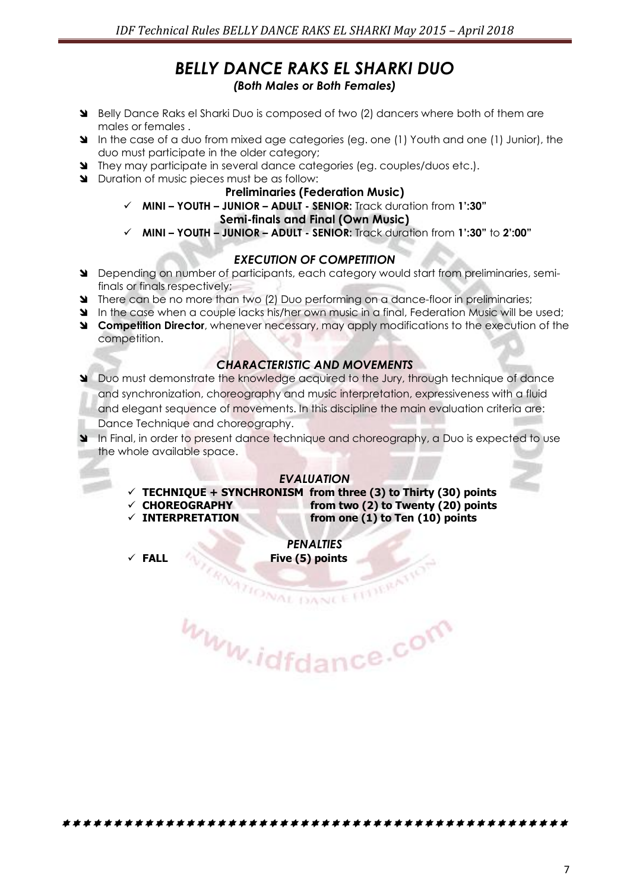# *BELLY DANCE RAKS EL SHARKI DUO*

***(Both Males or Both Females)***

- Belly Dance Raks el Sharki Duo is composed of two (2) dancers where both of them are males or females .
- In the case of a duo from mixed age categories (eg. one (1) Youth and one (1) Junior), the duo must participate in the older category;
- They may participate in several dance categories (eg. couples/duos etc.).
- Duration of music pieces must be as follow:

**Preliminaries (Federation Music)**

- ✓ **MINI – YOUTH – JUNIOR – ADULT - SENIOR:** Track duration from **1':30"**

**Semi-finals and Final (Own Music)**

- ✓ **MINI – YOUTH – JUNIOR – ADULT - SENIOR:** Track duration from **1':30"** to **2':00"**

## *EXECUTION OF COMPETITION*

- Depending on number of participants, each category would start from preliminaries, semi-finals or finals respectively;
- There can be no more than two (2) Duo performing on a dance-floor in preliminaries;
- In the case when a couple lacks his/her own music in a final, Federation Music will be used;
- **Competition Director**, whenever necessary, may apply modifications to the execution of the competition.

## *CHARACTERISTIC AND MOVEMENTS*

- Duo must demonstrate the knowledge acquired to the Jury, through technique of dance and synchronization, choreography and music interpretation, expressiveness with a fluid and elegant sequence of movements. In this discipline the main evaluation criteria are: Dance Technique and choreography.
- In Final, in order to present dance technique and choreography, a Duo is expected to use the whole available space.

## *EVALUATION*

- ✓ **TECHNIQUE + SYNCHRONISM from three (3) to Thirty (30) points**
- ✓ **CHOREOGRAPHY from two (2) to Twenty (20) points**
- ✓ **INTERPRETATION from one (1) to Ten (10) points**

## *PENALTIES*

- ✓ **FALL Five (5) points**

\* \* \* \* \* \* \* \* \* \* \* \* \* \* \* \* \* \* \* \* \* \* \* \* \* \* \* \* \* \* \* \* \* \* \* \* \* \* \* \* \* \* \* \* \* \* \* \* \* \* \* \* \* \*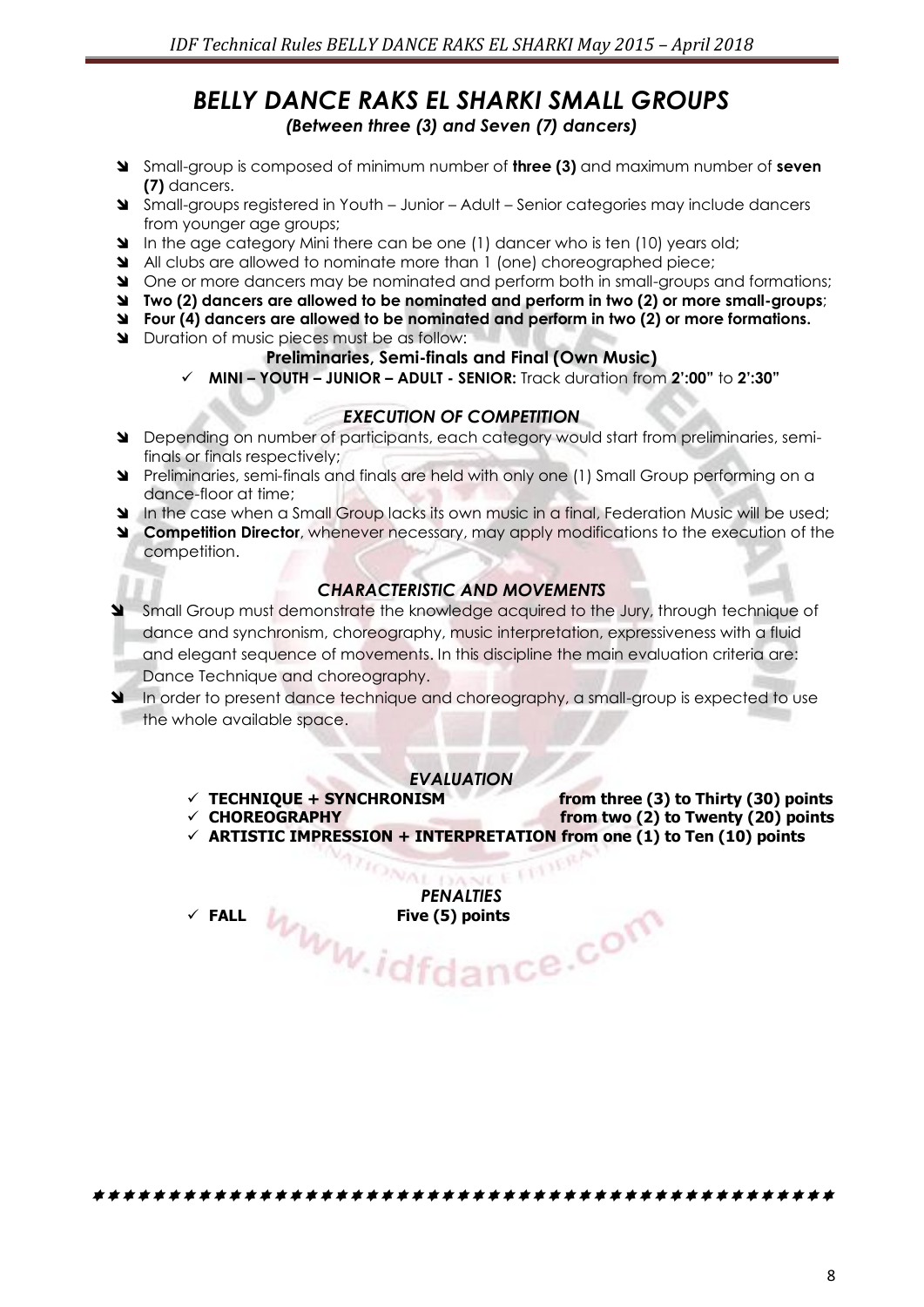# *BELLY DANCE RAKS EL SHARKI SMALL GROUPS*

***(Between three (3) and Seven (7) dancers)***

- Small-group is composed of minimum number of **three (3)** and maximum number of **seven (7)** dancers.
- Small-groups registered in Youth – Junior – Adult – Senior categories may include dancers from younger age groups;
- In the age category Mini there can be one (1) dancer who is ten (10) years old;
- All clubs are allowed to nominate more than 1 (one) choreographed piece;
- One or more dancers may be nominated and perform both in small-groups and formations;
- **Two (2) dancers are allowed to be nominated and perform in two (2) or more small-groups**;
- **Four (4) dancers are allowed to be nominated and perform in two (2) or more formations.**
- Duration of music pieces must be as follow:

**Preliminaries, Semi-finals and Final (Own Music)**

- ✓ **MINI – YOUTH – JUNIOR – ADULT - SENIOR:** Track duration from **2':00"** to **2':30"**

## *EXECUTION OF COMPETITION*

- Depending on number of participants, each category would start from preliminaries, semi-finals or finals respectively;
- Preliminaries, semi-finals and finals are held with only one (1) Small Group performing on a dance-floor at time;
- In the case when a Small Group lacks its own music in a final, Federation Music will be used;
- **Competition Director**, whenever necessary, may apply modifications to the execution of the competition.

## *CHARACTERISTIC AND MOVEMENTS*

- Small Group must demonstrate the knowledge acquired to the Jury, through technique of dance and synchronism, choreography, music interpretation, expressiveness with a fluid and elegant sequence of movements. In this discipline the main evaluation criteria are: Dance Technique and choreography.
- In order to present dance technique and choreography, a small-group is expected to use the whole available space.

## *EVALUATION*

- ✓ **TECHNIQUE + SYNCHRONISM** **from three (3) to Thirty (30) points**
- ✓ **CHOREOGRAPHY** **from two (2) to Twenty (20) points**
- ✓ **ARTISTIC IMPRESSION + INTERPRETATION from one (1) to Ten (10) points**

## *PENALTIES*

- ✓ **FALL** **Five (5) points**

\* \* \* \* \* \* \* \* \* \* \* \* \* \* \* \* \* \* \* \* \* \* \* \* \* \* \* \* \* \* \* \* \* \* \* \* \* \* \* \* \* \* \* \* \* \* \* \* \* \* \* \* \*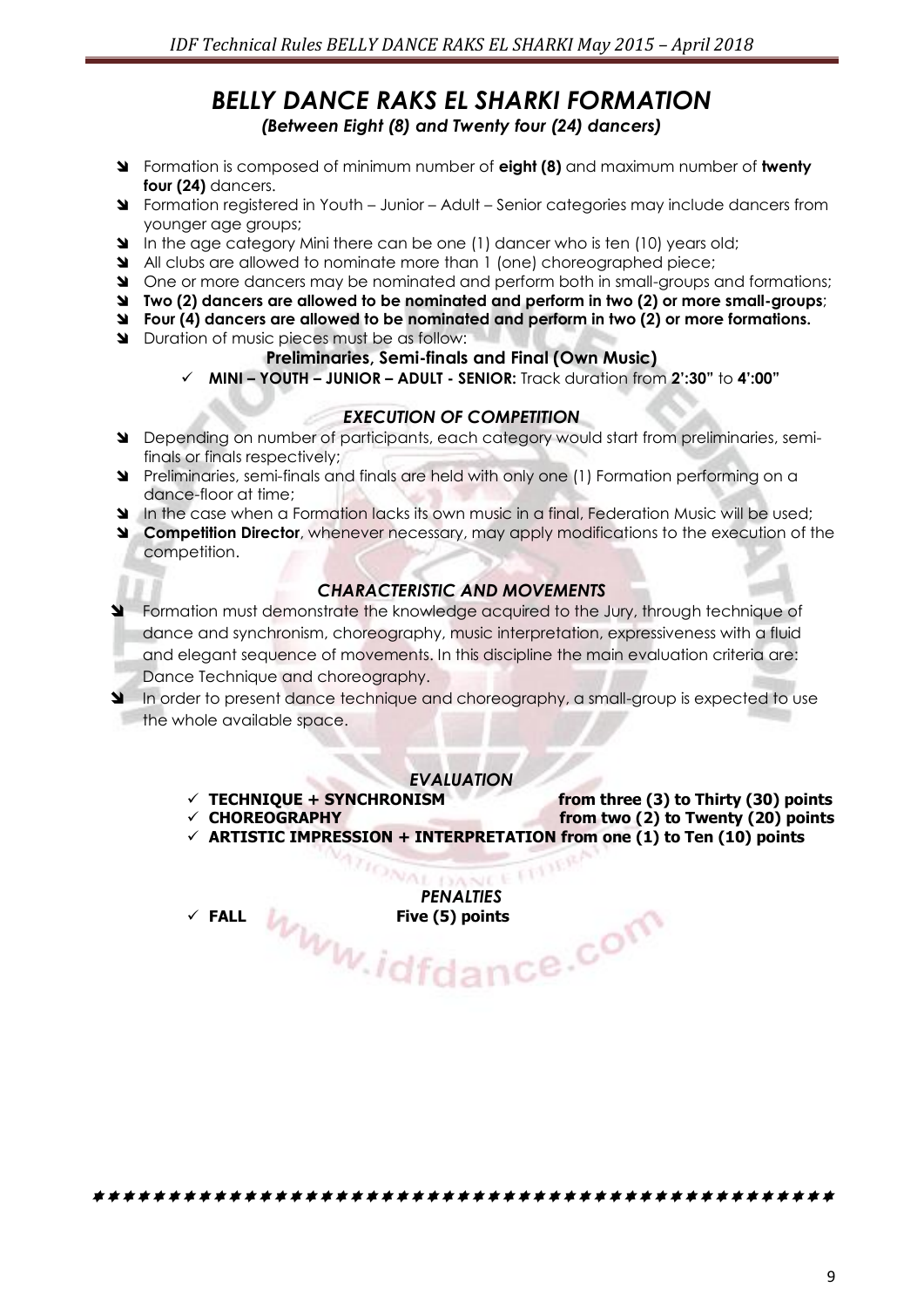# *BELLY DANCE RAKS EL SHARKI FORMATION*

***(Between Eight (8) and Twenty four (24) dancers)***

- Formation is composed of minimum number of **eight (8)** and maximum number of **twenty four (24)** dancers.
- Formation registered in Youth – Junior – Adult – Senior categories may include dancers from younger age groups;
- In the age category Mini there can be one (1) dancer who is ten (10) years old;
- All clubs are allowed to nominate more than 1 (one) choreographed piece;
- One or more dancers may be nominated and perform both in small-groups and formations;
- **Two (2) dancers are allowed to be nominated and perform in two (2) or more small-groups**;
- **Four (4) dancers are allowed to be nominated and perform in two (2) or more formations.**
- Duration of music pieces must be as follow:

**Preliminaries, Semi-finals and Final (Own Music)**

- ✓ **MINI – YOUTH – JUNIOR – ADULT - SENIOR:** Track duration from **2':30"** to **4':00"**

## *EXECUTION OF COMPETITION*

- Depending on number of participants, each category would start from preliminaries, semi-finals or finals respectively;
- Preliminaries, semi-finals and finals are held with only one (1) Formation performing on a dance-floor at time;
- In the case when a Formation lacks its own music in a final, Federation Music will be used;
- **Competition Director**, whenever necessary, may apply modifications to the execution of the competition.

## *CHARACTERISTIC AND MOVEMENTS*

- Formation must demonstrate the knowledge acquired to the Jury, through technique of dance and synchronism, choreography, music interpretation, expressiveness with a fluid and elegant sequence of movements. In this discipline the main evaluation criteria are: Dance Technique and choreography.
- In order to present dance technique and choreography, a small-group is expected to use the whole available space.

## *EVALUATION*

- ✓ **TECHNIQUE + SYNCHRONISM** **from three (3) to Thirty (30) points**
- ✓ **CHOREOGRAPHY** **from two (2) to Twenty (20) points**
- ✓ **ARTISTIC IMPRESSION + INTERPRETATION from one (1) to Ten (10) points**

## *PENALTIES*

- ✓ **FALL** **Five (5) points**

\* \* \* \* \* \* \* \* \* \* \* \* \* \* \* \* \* \* \* \* \* \* \* \* \* \* \* \* \* \* \* \* \* \* \* \* \* \* \* \* \* \* \* \* \* \* \* \* \* \* \* \*